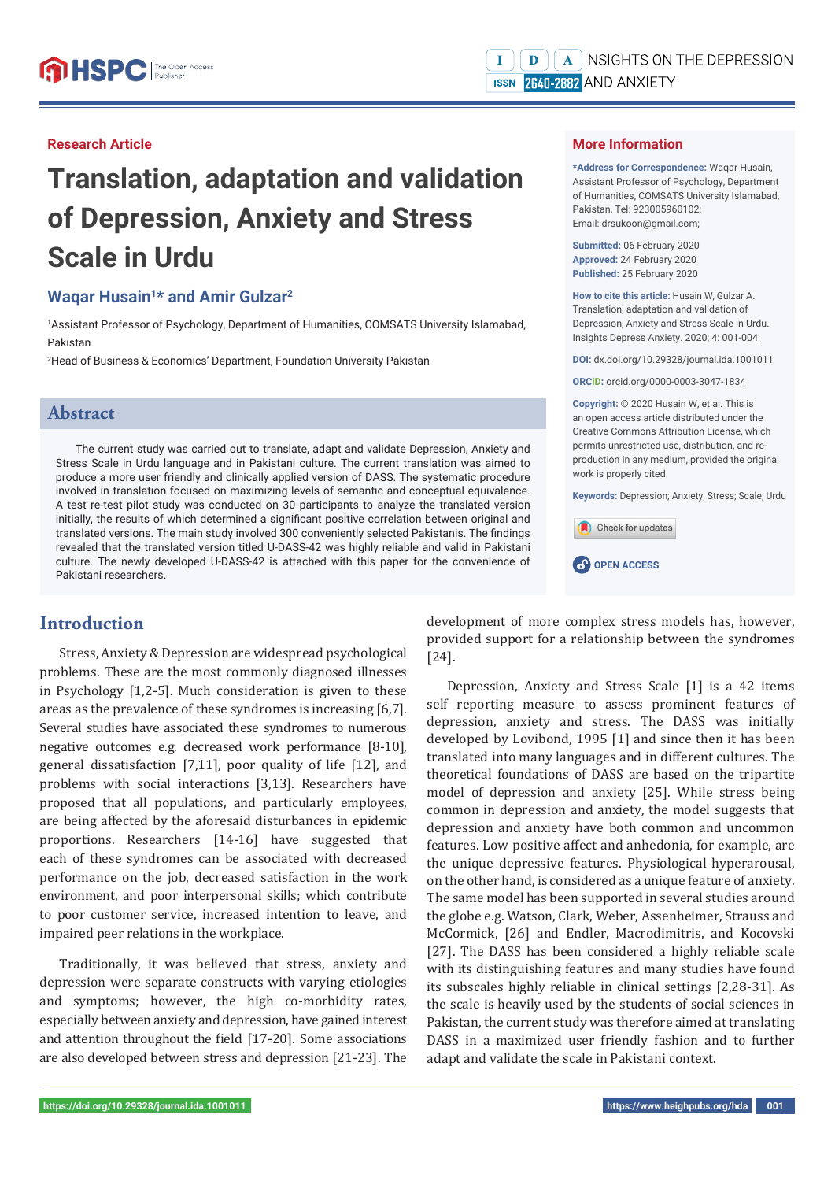Research Article

# Translation, adaptation and validation of Depression, Anxiety and Stress Scale in Urdu

## Waqar Husain[1]* and Amir Gulzar[2]

[1]Assistant Professor of Psychology, Department of Humanities, COMSATS University Islamabad, Pakistan

[2]Head of Business & Economics' Department, Foundation University Pakistan

## More Information

**\*Address for Correspondence:** Waqar Husain, Assistant Professor of Psychology, Department of Humanities, COMSATS University Islamabad, Pakistan, Tel: 923005960102; Email: drsukoon@gmail.com;

**Submitted:** 06 February 2020
**Approved:** 24 February 2020
**Published:** 25 February 2020

**How to cite this article:** Husain W, Gulzar A. Translation, adaptation and validation of Depression, Anxiety and Stress Scale in Urdu. Insights Depress Anxiety. 2020; 4: 001-004.

**DOI:** dx.doi.org/10.29328/journal.ida.1001011

**ORCiD:** orcid.org/0000-0003-3047-1834

**Copyright:** © 2020 Husain W, et al. This is an open access article distributed under the Creative Commons Attribution License, which permits unrestricted use, distribution, and reproduction in any medium, provided the original work is properly cited.

**Keywords:** Depression; Anxiety; Stress; Scale; Urdu

OPEN ACCESS

## Abstract

The current study was carried out to translate, adapt and validate Depression, Anxiety and Stress Scale in Urdu language and in Pakistani culture. The current translation was aimed to produce a more user friendly and clinically applied version of DASS. The systematic procedure involved in translation focused on maximizing levels of semantic and conceptual equivalence. A test re-test pilot study was conducted on 30 participants to analyze the translated version initially, the results of which determined a significant positive correlation between original and translated versions. The main study involved 300 conveniently selected Pakistanis. The findings revealed that the translated version titled U-DASS-42 was highly reliable and valid in Pakistani culture. The newly developed U-DASS-42 is attached with this paper for the convenience of Pakistani researchers.

## Introduction

Stress, Anxiety & Depression are widespread psychological problems. These are the most commonly diagnosed illnesses in Psychology [1,2-5]. Much consideration is given to these areas as the prevalence of these syndromes is increasing [6,7]. Several studies have associated these syndromes to numerous negative outcomes e.g. decreased work performance [8-10], general dissatisfaction [7,11], poor quality of life [12], and problems with social interactions [3,13]. Researchers have proposed that all populations, and particularly employees, are being affected by the aforesaid disturbances in epidemic proportions. Researchers [14-16] have suggested that each of these syndromes can be associated with decreased performance on the job, decreased satisfaction in the work environment, and poor interpersonal skills; which contribute to poor customer service, increased intention to leave, and impaired peer relations in the workplace.

Traditionally, it was believed that stress, anxiety and depression were separate constructs with varying etiologies and symptoms; however, the high co-morbidity rates, especially between anxiety and depression, have gained interest and attention throughout the field [17-20]. Some associations are also developed between stress and depression [21-23]. The development of more complex stress models has, however, provided support for a relationship between the syndromes [24].

Depression, Anxiety and Stress Scale [1] is a 42 items self reporting measure to assess prominent features of depression, anxiety and stress. The DASS was initially developed by Lovibond, 1995 [1] and since then it has been translated into many languages and in different cultures. The theoretical foundations of DASS are based on the tripartite model of depression and anxiety [25]. While stress being common in depression and anxiety, the model suggests that depression and anxiety have both common and uncommon features. Low positive affect and anhedonia, for example, are the unique depressive features. Physiological hyperarousal, on the other hand, is considered as a unique feature of anxiety. The same model has been supported in several studies around the globe e.g. Watson, Clark, Weber, Assenheimer, Strauss and McCormick, [26] and Endler, Macrodimitris, and Kocovski [27]. The DASS has been considered a highly reliable scale with its distinguishing features and many studies have found its subscales highly reliable in clinical settings [2,28-31]. As the scale is heavily used by the students of social sciences in Pakistan, the current study was therefore aimed at translating DASS in a maximized user friendly fashion and to further adapt and validate the scale in Pakistani context.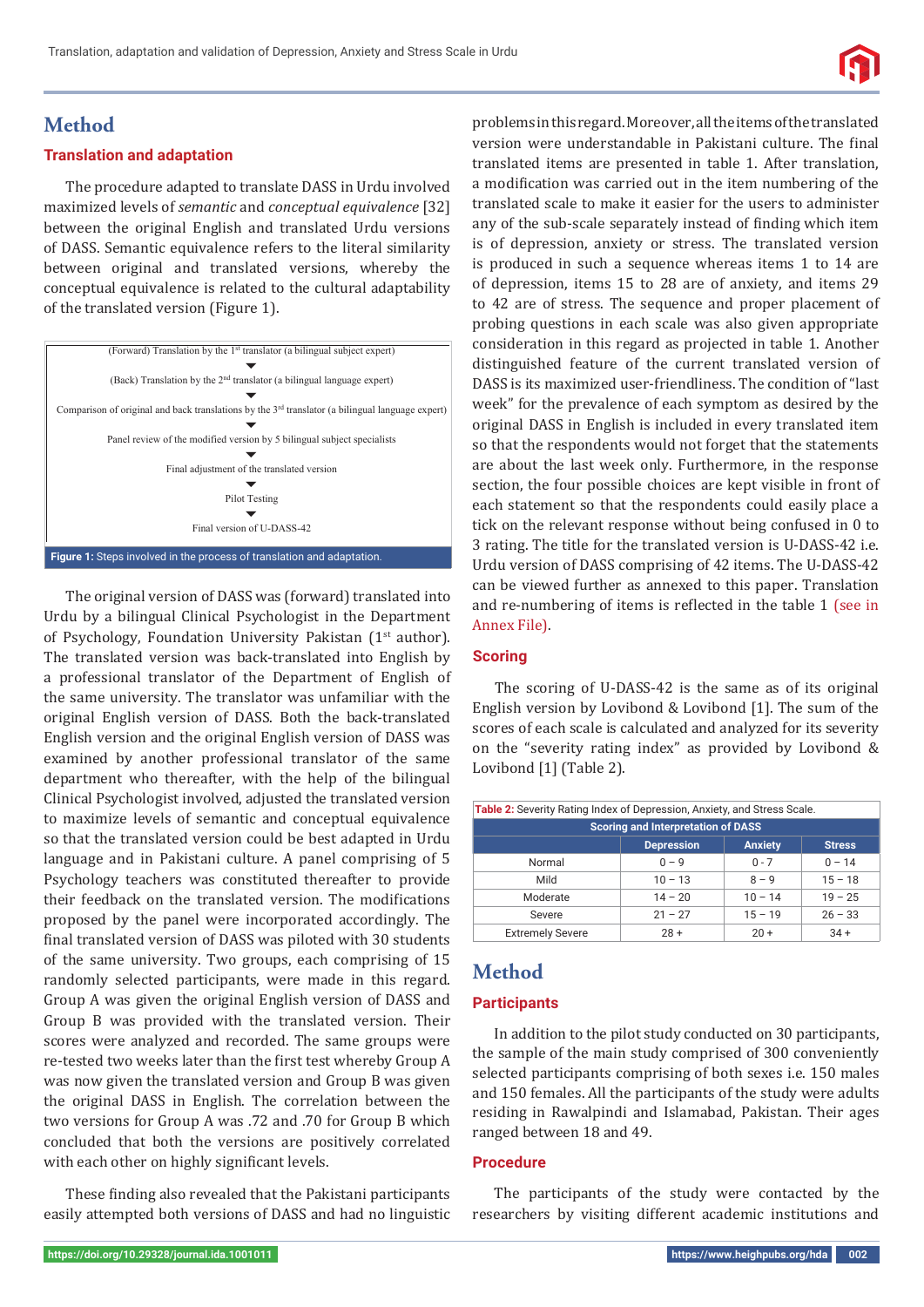# Method

## Translation and adaptation

The procedure adapted to translate DASS in Urdu involved maximized levels of *semantic* and *conceptual equivalence* [32] between the original English and translated Urdu versions of DASS. Semantic equivalence refers to the literal similarity between original and translated versions, whereby the conceptual equivalence is related to the cultural adaptability of the translated version (Figure 1).

(Forward) Translation by the 1st translator (a bilingual subject expert)
↓
(Back) Translation by the 2nd translator (a bilingual language expert)
↓
Comparison of original and back translations by the 3rd translator (a bilingual language expert)
↓
Panel review of the modified version by 5 bilingual subject specialists
↓
Final adjustment of the translated version
↓
Pilot Testing
↓
Final version of U-DASS-42

**Figure 1:** Steps involved in the process of translation and adaptation.

The original version of DASS was (forward) translated into Urdu by a bilingual Clinical Psychologist in the Department of Psychology, Foundation University Pakistan (1st author). The translated version was back-translated into English by a professional translator of the Department of English of the same university. The translator was unfamiliar with the original English version of DASS. Both the back-translated English version and the original English version of DASS was examined by another professional translator of the same department who thereafter, with the help of the bilingual Clinical Psychologist involved, adjusted the translated version to maximize levels of semantic and conceptual equivalence so that the translated version could be best adapted in Urdu language and in Pakistani culture. A panel comprising of 5 Psychology teachers was constituted thereafter to provide their feedback on the translated version. The modifications proposed by the panel were incorporated accordingly. The final translated version of DASS was piloted with 30 students of the same university. Two groups, each comprising of 15 randomly selected participants, were made in this regard. Group A was given the original English version of DASS and Group B was provided with the translated version. Their scores were analyzed and recorded. The same groups were re-tested two weeks later than the first test whereby Group A was now given the translated version and Group B was given the original DASS in English. The correlation between the two versions for Group A was .72 and .70 for Group B which concluded that both the versions are positively correlated with each other on highly significant levels.

These finding also revealed that the Pakistani participants easily attempted both versions of DASS and had no linguistic problems in this regard. Moreover, all the items of the translated version were understandable in Pakistani culture. The final translated items are presented in table 1. After translation, a modification was carried out in the item numbering of the translated scale to make it easier for the users to administer any of the sub-scale separately instead of finding which item is of depression, anxiety or stress. The translated version is produced in such a sequence whereas items 1 to 14 are of depression, items 15 to 28 are of anxiety, and items 29 to 42 are of stress. The sequence and proper placement of probing questions in each scale was also given appropriate consideration in this regard as projected in table 1. Another distinguished feature of the current translated version of DASS is its maximized user-friendliness. The condition of "last week" for the prevalence of each symptom as desired by the original DASS in English is included in every translated item so that the respondents would not forget that the statements are about the last week only. Furthermore, in the response section, the four possible choices are kept visible in front of each statement so that the respondents could easily place a tick on the relevant response without being confused in 0 to 3 rating. The title for the translated version is U-DASS-42 i.e. Urdu version of DASS comprising of 42 items. The U-DASS-42 can be viewed further as annexed to this paper. Translation and re-numbering of items is reflected in the table 1 (see in Annex File).

## Scoring

The scoring of U-DASS-42 is the same as of its original English version by Lovibond & Lovibond [1]. The sum of the scores of each scale is calculated and analyzed for its severity on the "severity rating index" as provided by Lovibond & Lovibond [1] (Table 2).

**Table 2:** Severity Rating Index of Depression, Anxiety, and Stress Scale.

| Scoring and Interpretation of DASS | | | |
|---|---|---|---|
| | Depression | Anxiety | Stress |
| Normal | 0 – 9 | 0 - 7 | 0 – 14 |
| Mild | 10 – 13 | 8 – 9 | 15 – 18 |
| Moderate | 14 – 20 | 10 – 14 | 19 – 25 |
| Severe | 21 – 27 | 15 – 19 | 26 – 33 |
| Extremely Severe | 28 + | 20 + | 34 + |

# Method

## Participants

In addition to the pilot study conducted on 30 participants, the sample of the main study comprised of 300 conveniently selected participants comprising of both sexes i.e. 150 males and 150 females. All the participants of the study were adults residing in Rawalpindi and Islamabad, Pakistan. Their ages ranged between 18 and 49.

## Procedure

The participants of the study were contacted by the researchers by visiting different academic institutions and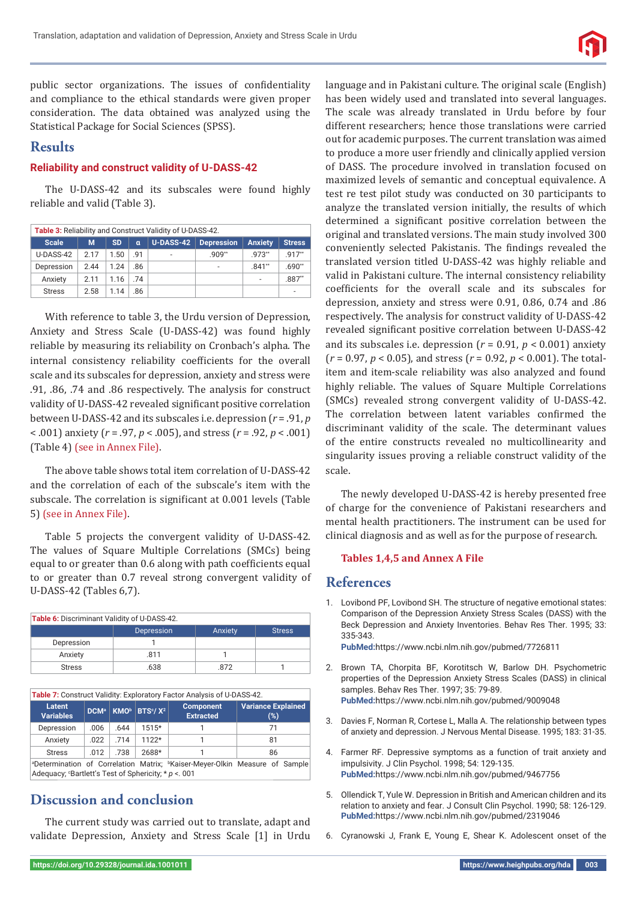public sector organizations. The issues of confidentiality and compliance to the ethical standards were given proper consideration. The data obtained was analyzed using the Statistical Package for Social Sciences (SPSS).

# Results

## Reliability and construct validity of U-DASS-42

The U-DASS-42 and its subscales were found highly reliable and valid (Table 3).

**Table 3:** Reliability and Construct Validity of U-DASS-42.

| Scale | M | SD | α | U-DASS-42 | Depression | Anxiety | Stress |
|---|---|---|---|---|---|---|---|
| U-DASS-42 | 2.17 | 1.50 | .91 | - | .909** | .973** | .917** |
| Depression | 2.44 | 1.24 | .86 | | - | .841** | .690** |
| Anxiety | 2.11 | 1.16 | .74 | | | - | .887** |
| Stress | 2.58 | 1.14 | .86 | | | | - |

With reference to table 3, the Urdu version of Depression, Anxiety and Stress Scale (U-DASS-42) was found highly reliable by measuring its reliability on Cronbach's alpha. The internal consistency reliability coefficients for the overall scale and its subscales for depression, anxiety and stress were .91, .86, .74 and .86 respectively. The analysis for construct validity of U-DASS-42 revealed significant positive correlation between U-DASS-42 and its subscales i.e. depression ($r$ = .91, $p$ < .001) anxiety ($r$ = .97, $p$ < .005), and stress ($r$ = .92, $p$ < .001) (Table 4) (see in Annex File).

The above table shows total item correlation of U-DASS-42 and the correlation of each of the subscale's item with the subscale. The correlation is significant at 0.001 levels (Table 5) (see in Annex File).

Table 5 projects the convergent validity of U-DASS-42. The values of Square Multiple Correlations (SMCs) being equal to or greater than 0.6 along with path coefficients equal to or greater than 0.7 reveal strong convergent validity of U-DASS-42 (Tables 6,7).

**Table 6:** Discriminant Validity of U-DASS-42.

| | Depression | Anxiety | Stress |
|---|---|---|---|
| Depression | 1 | | |
| Anxiety | .811 | 1 | |
| Stress | .638 | .872 | 1 |

**Table 7:** Construct Validity: Exploratory Factor Analysis of U-DASS-42.

| Latent Variables | DCM[a] | KMO[b] | BTS[c]/ $X^2$ | Component Extracted | Variance Explained (%) |
|---|---|---|---|---|---|
| Depression | .006 | .644 | 1515* | 1 | 71 |
| Anxiety | .022 | .714 | 1122* | 1 | 81 |
| Stress | .012 | .738 | 2688* | 1 | 86 |

[a]Determination of Correlation Matrix; [b]Kaiser-Meyer-Olkin Measure of Sample Adequacy; [c]Bartlett's Test of Sphericity; * $p$ <. 001

# Discussion and conclusion

The current study was carried out to translate, adapt and validate Depression, Anxiety and Stress Scale [1] in Urdu language and in Pakistani culture. The original scale (English) has been widely used and translated into several languages. The scale was already translated in Urdu before by four different researchers; hence those translations were carried out for academic purposes. The current translation was aimed to produce a more user friendly and clinically applied version of DASS. The procedure involved in translation focused on maximized levels of semantic and conceptual equivalence. A test re test pilot study was conducted on 30 participants to analyze the translated version initially, the results of which determined a significant positive correlation between the original and translated versions. The main study involved 300 conveniently selected Pakistanis. The findings revealed the translated version titled U-DASS-42 was highly reliable and valid in Pakistani culture. The internal consistency reliability coefficients for the overall scale and its subscales for depression, anxiety and stress were 0.91, 0.86, 0.74 and .86 respectively. The analysis for construct validity of U-DASS-42 revealed significant positive correlation between U-DASS-42 and its subscales i.e. depression ($r$ = 0.91, $p$ < 0.001) anxiety ($r$ = 0.97, $p$ < 0.05), and stress ($r$ = 0.92, $p$ < 0.001). The total-item and item-scale reliability was also analyzed and found highly reliable. The values of Square Multiple Correlations (SMCs) revealed strong convergent validity of U-DASS-42. The correlation between latent variables confirmed the discriminant validity of the scale. The determinant values of the entire constructs revealed no multicollinearity and singularity issues proving a reliable construct validity of the scale.

The newly developed U-DASS-42 is hereby presented free of charge for the convenience of Pakistani researchers and mental health practitioners. The instrument can be used for clinical diagnosis and as well as for the purpose of research.

**Tables 1,4,5 and Annex A File**

# References

1. Lovibond PF, Lovibond SH. The structure of negative emotional states: Comparison of the Depression Anxiety Stress Scales (DASS) with the Beck Depression and Anxiety Inventories. Behav Res Ther. 1995; 33: 335-343. **PubMed:**https://www.ncbi.nlm.nih.gov/pubmed/7726811

2. Brown TA, Chorpita BF, Korotitsch W, Barlow DH. Psychometric properties of the Depression Anxiety Stress Scales (DASS) in clinical samples. Behav Res Ther. 1997; 35: 79-89. **PubMed:**https://www.ncbi.nlm.nih.gov/pubmed/9009048

3. Davies F, Norman R, Cortese L, Malla A. The relationship between types of anxiety and depression. J Nervous Mental Disease. 1995; 183: 31-35.

4. Farmer RF. Depressive symptoms as a function of trait anxiety and impulsivity. J Clin Psychol. 1998; 54: 129-135. **PubMed:**https://www.ncbi.nlm.nih.gov/pubmed/9467756

5. Ollendick T, Yule W. Depression in British and American children and its relation to anxiety and fear. J Consult Clin Psychol. 1990; 58: 126-129. **PubMed:**https://www.ncbi.nlm.nih.gov/pubmed/2319046

6. Cyranowski J, Frank E, Young E, Shear K. Adolescent onset of the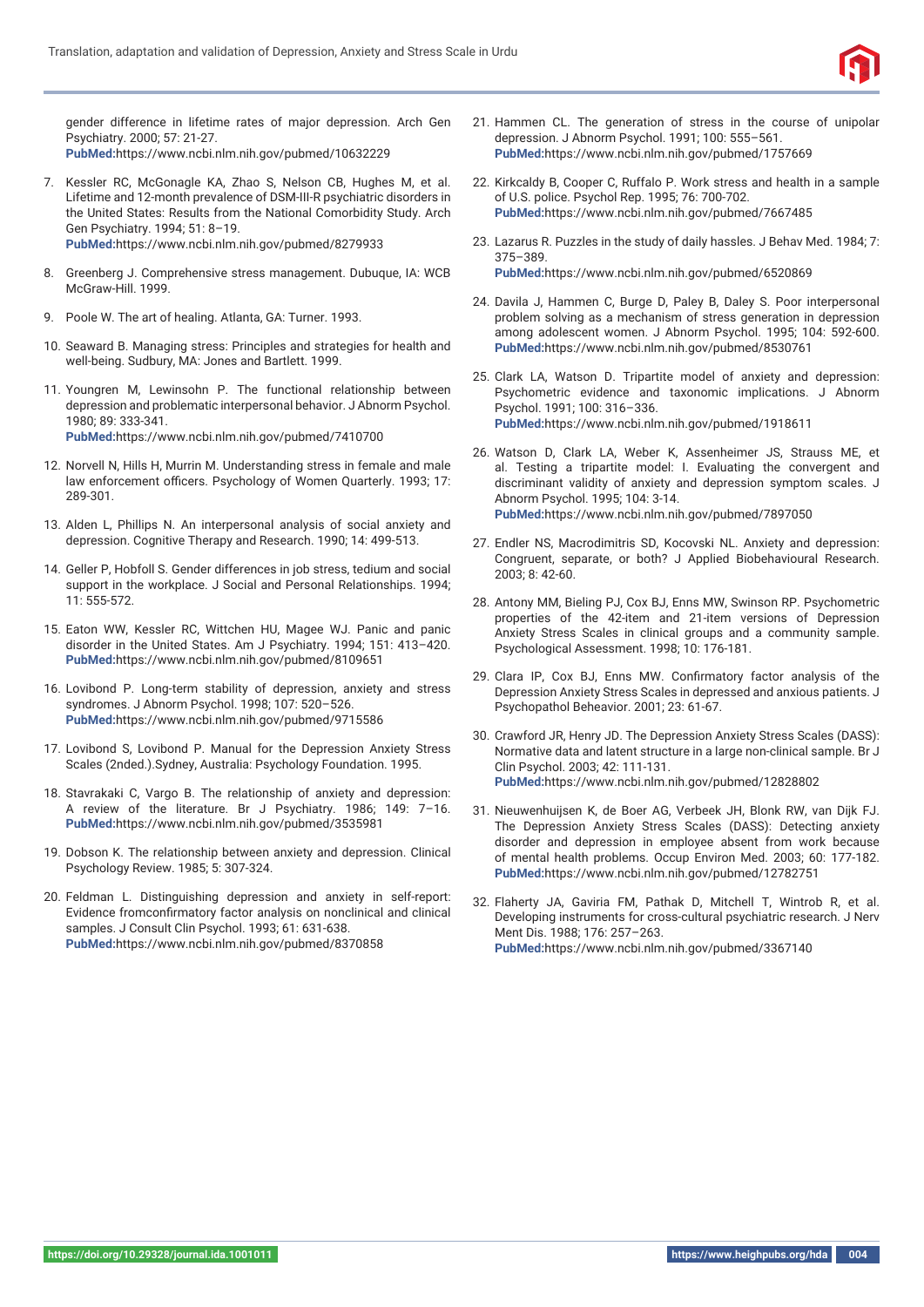gender difference in lifetime rates of major depression. Arch Gen Psychiatry. 2000; 57: 21-27. **PubMed:**https://www.ncbi.nlm.nih.gov/pubmed/10632229

7. Kessler RC, McGonagle KA, Zhao S, Nelson CB, Hughes M, et al. Lifetime and 12-month prevalence of DSM-III-R psychiatric disorders in the United States: Results from the National Comorbidity Study. Arch Gen Psychiatry. 1994; 51: 8–19. **PubMed:**https://www.ncbi.nlm.nih.gov/pubmed/8279933

8. Greenberg J. Comprehensive stress management. Dubuque, IA: WCB McGraw-Hill. 1999.

9. Poole W. The art of healing. Atlanta, GA: Turner. 1993.

10. Seaward B. Managing stress: Principles and strategies for health and well-being. Sudbury, MA: Jones and Bartlett. 1999.

11. Youngren M, Lewinsohn P. The functional relationship between depression and problematic interpersonal behavior. J Abnorm Psychol. 1980; 89: 333-341. **PubMed:**https://www.ncbi.nlm.nih.gov/pubmed/7410700

12. Norvell N, Hills H, Murrin M. Understanding stress in female and male law enforcement officers. Psychology of Women Quarterly. 1993; 17: 289-301.

13. Alden L, Phillips N. An interpersonal analysis of social anxiety and depression. Cognitive Therapy and Research. 1990; 14: 499-513.

14. Geller P, Hobfoll S. Gender differences in job stress, tedium and social support in the workplace. J Social and Personal Relationships. 1994; 11: 555-572.

15. Eaton WW, Kessler RC, Wittchen HU, Magee WJ. Panic and panic disorder in the United States. Am J Psychiatry. 1994; 151: 413–420. **PubMed:**https://www.ncbi.nlm.nih.gov/pubmed/8109651

16. Lovibond P. Long-term stability of depression, anxiety and stress syndromes. J Abnorm Psychol. 1998; 107: 520–526. **PubMed:**https://www.ncbi.nlm.nih.gov/pubmed/9715586

17. Lovibond S, Lovibond P. Manual for the Depression Anxiety Stress Scales (2nded.).Sydney, Australia: Psychology Foundation. 1995.

18. Stavrakaki C, Vargo B. The relationship of anxiety and depression: A review of the literature. Br J Psychiatry. 1986; 149: 7–16. **PubMed:**https://www.ncbi.nlm.nih.gov/pubmed/3535981

19. Dobson K. The relationship between anxiety and depression. Clinical Psychology Review. 1985; 5: 307-324.

20. Feldman L. Distinguishing depression and anxiety in self-report: Evidence fromconfirmatory factor analysis on nonclinical and clinical samples. J Consult Clin Psychol. 1993; 61: 631-638. **PubMed:**https://www.ncbi.nlm.nih.gov/pubmed/8370858

21. Hammen CL. The generation of stress in the course of unipolar depression. J Abnorm Psychol. 1991; 100: 555–561. **PubMed:**https://www.ncbi.nlm.nih.gov/pubmed/1757669

22. Kirkcaldy B, Cooper C, Ruffalo P. Work stress and health in a sample of U.S. police. Psychol Rep. 1995; 76: 700-702. **PubMed:**https://www.ncbi.nlm.nih.gov/pubmed/7667485

23. Lazarus R. Puzzles in the study of daily hassles. J Behav Med. 1984; 7: 375–389. **PubMed:**https://www.ncbi.nlm.nih.gov/pubmed/6520869

24. Davila J, Hammen C, Burge D, Paley B, Daley S. Poor interpersonal problem solving as a mechanism of stress generation in depression among adolescent women. J Abnorm Psychol. 1995; 104: 592-600. **PubMed:**https://www.ncbi.nlm.nih.gov/pubmed/8530761

25. Clark LA, Watson D. Tripartite model of anxiety and depression: Psychometric evidence and taxonomic implications. J Abnorm Psychol. 1991; 100: 316–336. **PubMed:**https://www.ncbi.nlm.nih.gov/pubmed/1918611

26. Watson D, Clark LA, Weber K, Assenheimer JS, Strauss ME, et al. Testing a tripartite model: I. Evaluating the convergent and discriminant validity of anxiety and depression symptom scales. J Abnorm Psychol. 1995; 104: 3-14. **PubMed:**https://www.ncbi.nlm.nih.gov/pubmed/7897050

27. Endler NS, Macrodimitris SD, Kocovski NL. Anxiety and depression: Congruent, separate, or both? J Applied Biobehavioural Research. 2003; 8: 42-60.

28. Antony MM, Bieling PJ, Cox BJ, Enns MW, Swinson RP. Psychometric properties of the 42-item and 21-item versions of Depression Anxiety Stress Scales in clinical groups and a community sample. Psychological Assessment. 1998; 10: 176-181.

29. Clara IP, Cox BJ, Enns MW. Confirmatory factor analysis of the Depression Anxiety Stress Scales in depressed and anxious patients. J Psychopathol Beheavior. 2001; 23: 61-67.

30. Crawford JR, Henry JD. The Depression Anxiety Stress Scales (DASS): Normative data and latent structure in a large non-clinical sample. Br J Clin Psychol. 2003; 42: 111-131. **PubMed:**https://www.ncbi.nlm.nih.gov/pubmed/12828802

31. Nieuwenhuijsen K, de Boer AG, Verbeek JH, Blonk RW, van Dijk FJ. The Depression Anxiety Stress Scales (DASS): Detecting anxiety disorder and depression in employee absent from work because of mental health problems. Occup Environ Med. 2003; 60: 177-182. **PubMed:**https://www.ncbi.nlm.nih.gov/pubmed/12782751

32. Flaherty JA, Gaviria FM, Pathak D, Mitchell T, Wintrob R, et al. Developing instruments for cross-cultural psychiatric research. J Nerv Ment Dis. 1988; 176: 257–263. **PubMed:**https://www.ncbi.nlm.nih.gov/pubmed/3367140